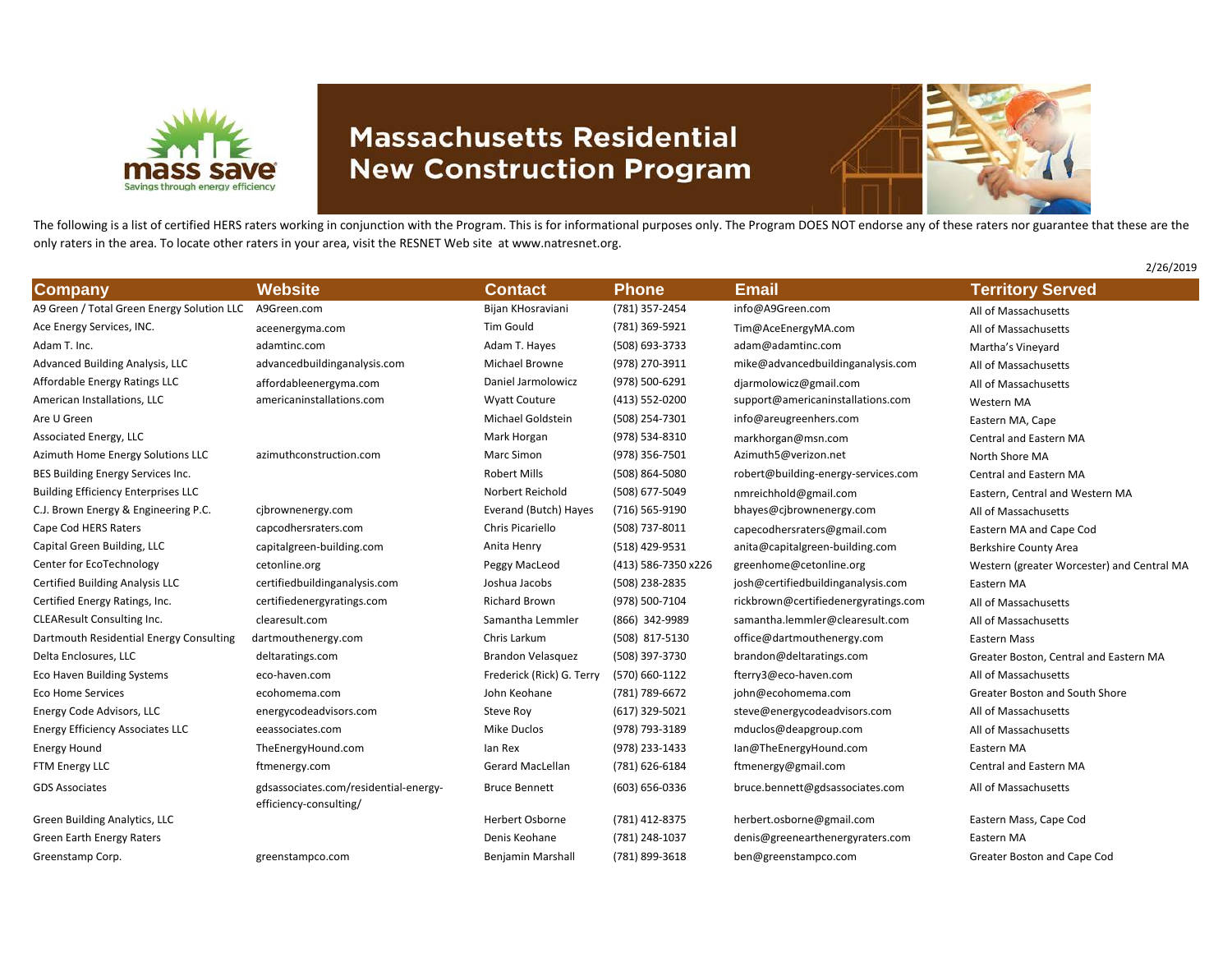# Massachusetts Residential New Construction Program

The following is a list of certified HERS raters working in conjunction with the Program. This is for informational purposes only. The Program DOES NOT endorse any of these raters nor guarantee that these are the only raters in the area. To locate other raters in your area, visit the RESNET Web site at www.natresnet.org.

2/26/2019

| Company | Website | Contact | Phone | Email | Territory Served |
|---|---|---|---|---|---|
| A9 Green / Total Green Energy Solution LLC | A9Green.com | Bijan KHosraviani | (781) 357-2454 | info@A9Green.com | All of Massachusetts |
| Ace Energy Services, INC. | aceenergyma.com | Tim Gould | (781) 369-5921 | Tim@AceEnergyMA.com | All of Massachusetts |
| Adam T. Inc. | adamtinc.com | Adam T. Hayes | (508) 693-3733 | adam@adamtinc.com | Martha's Vineyard |
| Advanced Building Analysis, LLC | advancedbuildinganalysis.com | Michael Browne | (978) 270-3911 | mike@advancedbuildinganalysis.com | All of Massachusetts |
| Affordable Energy Ratings LLC | affordableenergyma.com | Daniel Jarmolowicz | (978) 500-6291 | djarmolowicz@gmail.com | All of Massachusetts |
| American Installations, LLC | americaninstallations.com | Wyatt Couture | (413) 552-0200 | support@americaninstallations.com | Western MA |
| Are U Green | | Michael Goldstein | (508) 254-7301 | info@areugreenhers.com | Eastern MA, Cape |
| Associated Energy, LLC | | Mark Horgan | (978) 534-8310 | markhorgan@msn.com | Central and Eastern MA |
| Azimuth Home Energy Solutions LLC | azimuthconstruction.com | Marc Simon | (978) 356-7501 | Azimuth5@verizon.net | North Shore MA |
| BES Building Energy Services Inc. | | Robert Mills | (508) 864-5080 | robert@building-energy-services.com | Central and Eastern MA |
| Building Efficiency Enterprises LLC | | Norbert Reichold | (508) 677-5049 | nmreichhold@gmail.com | Eastern, Central and Western MA |
| C.J. Brown Energy & Engineering P.C. | cjbrownenergy.com | Everand (Butch) Hayes | (716) 565-9190 | bhayes@cjbrownenergy.com | All of Massachusetts |
| Cape Cod HERS Raters | capcodhersraters.com | Chris Picariello | (508) 737-8011 | capecodhersraters@gmail.com | Eastern MA and Cape Cod |
| Capital Green Building, LLC | capitalgreen-building.com | Anita Henry | (518) 429-9531 | anita@capitalgreen-building.com | Berkshire County Area |
| Center for EcoTechnology | cetonline.org | Peggy MacLeod | (413) 586-7350 x226 | greenhome@cetonline.org | Western (greater Worcester) and Central MA |
| Certified Building Analysis LLC | certifiedbuildinganalysis.com | Joshua Jacobs | (508) 238-2835 | josh@certifiedbuildinganalysis.com | Eastern MA |
| Certified Energy Ratings, Inc. | certifiedenergyratings.com | Richard Brown | (978) 500-7104 | rickbrown@certifiedenergyratings.com | All of Massachusetts |
| CLEAResult Consulting Inc. | clearesult.com | Samantha Lemmler | (866) 342-9989 | samantha.lemmler@clearesult.com | All of Massachusetts |
| Dartmouth Residential Energy Consulting | dartmouthenergy.com | Chris Larkum | (508) 817-5130 | office@dartmouthenergy.com | Eastern Mass |
| Delta Enclosures, LLC | deltaratings.com | Brandon Velasquez | (508) 397-3730 | brandon@deltaratings.com | Greater Boston, Central and Eastern MA |
| Eco Haven Building Systems | eco-haven.com | Frederick (Rick) G. Terry | (570) 660-1122 | fterry3@eco-haven.com | All of Massachusetts |
| Eco Home Services | ecohomema.com | John Keohane | (781) 789-6672 | john@ecohomema.com | Greater Boston and South Shore |
| Energy Code Advisors, LLC | energycodeadvisors.com | Steve Roy | (617) 329-5021 | steve@energycodeadvisors.com | All of Massachusetts |
| Energy Efficiency Associates LLC | eeassociates.com | Mike Duclos | (978) 793-3189 | mduclos@deapgroup.com | All of Massachusetts |
| Energy Hound | TheEnergyHound.com | Ian Rex | (978) 233-1433 | Ian@TheEnergyHound.com | Eastern MA |
| FTM Energy LLC | ftmenergy.com | Gerard MacLellan | (781) 626-6184 | ftmenergy@gmail.com | Central and Eastern MA |
| GDS Associates | gdsassociates.com/residential-energy-efficiency-consulting/ | Bruce Bennett | (603) 656-0336 | bruce.bennett@gdsassociates.com | All of Massachusetts |
| Green Building Analytics, LLC | | Herbert Osborne | (781) 412-8375 | herbert.osborne@gmail.com | Eastern Mass, Cape Cod |
| Green Earth Energy Raters | | Denis Keohane | (781) 248-1037 | denis@greenearthenergyraters.com | Eastern MA |
| Greenstamp Corp. | greenstampco.com | Benjamin Marshall | (781) 899-3618 | ben@greenstampco.com | Greater Boston and Cape Cod |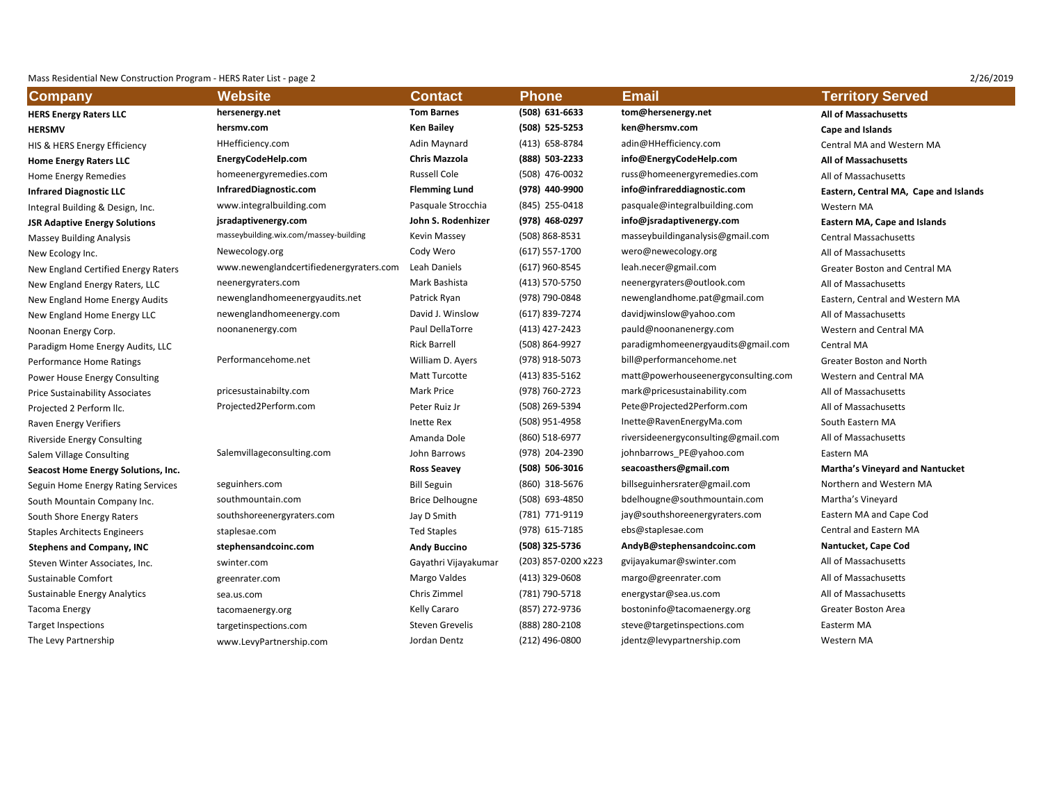Mass Residential New Construction Program - HERS Rater List - page 2

2/26/2019

| Company | Website | Contact | Phone | Email | Territory Served |
|---|---|---|---|---|---|
| **HERS Energy Raters LLC** | **hersenergy.net** | **Tom Barnes** | **(508) 631-6633** | **tom@hersenergy.net** | **All of Massachusetts** |
| **HERSMV** | **hersmv.com** | **Ken Bailey** | **(508) 525-5253** | **ken@hersmv.com** | **Cape and Islands** |
| HIS & HERS Energy Efficiency | HHefficiency.com | Adin Maynard | (413) 658-8784 | adin@HHefficiency.com | Central MA and Western MA |
| **Home Energy Raters LLC** | **EnergyCodeHelp.com** | **Chris Mazzola** | **(888) 503-2233** | **info@EnergyCodeHelp.com** | **All of Massachusetts** |
| Home Energy Remedies | homeenergyremedies.com | Russell Cole | (508) 476-0032 | russ@homeenergyremedies.com | All of Massachusetts |
| **Infrared Diagnostic LLC** | **InfraredDiagnostic.com** | **Flemming Lund** | **(978) 440-9900** | **info@infrareddiagnostic.com** | **Eastern, Central MA, Cape and Islands** |
| Integral Building & Design, Inc. | www.integralbuilding.com | Pasquale Strocchia | (845) 255-0418 | pasquale@integralbuilding.com | Western MA |
| **JSR Adaptive Energy Solutions** | **jsradaptivenergy.com** | **John S. Rodenhizer** | **(978) 468-0297** | **info@jsradaptivenergy.com** | **Eastern MA, Cape and Islands** |
| Massey Building Analysis | masseybuilding.wix.com/massey-building | Kevin Massey | (508) 868-8531 | masseybuildinganalysis@gmail.com | Central Massachusetts |
| New Ecology Inc. | Newecology.org | Cody Wero | (617) 557-1700 | wero@newecology.org | All of Massachusetts |
| New England Certified Energy Raters | www.newenglandcertifiedenergyraters.com | Leah Daniels | (617) 960-8545 | leah.necer@gmail.com | Greater Boston and Central MA |
| New England Energy Raters, LLC | neenergyraters.com | Mark Bashista | (413) 570-5750 | neenergyraters@outlook.com | All of Massachusetts |
| New England Home Energy Audits | newenglandhomeenergyaudits.net | Patrick Ryan | (978) 790-0848 | newenglandhome.pat@gmail.com | Eastern, Central and Western MA |
| New England Home Energy LLC | newenglandhomeenergy.com | David J. Winslow | (617) 839-7274 | davidjwinslow@yahoo.com | All of Massachusetts |
| Noonan Energy Corp. | noonanenergy.com | Paul DellaTorre | (413) 427-2423 | pauld@noonanenergy.com | Western and Central MA |
| Paradigm Home Energy Audits, LLC | | Rick Barrell | (508) 864-9927 | paradigmhomeenergyaudits@gmail.com | Central MA |
| Performance Home Ratings | Performancehome.net | William D. Ayers | (978) 918-5073 | bill@performancehome.net | Greater Boston and North |
| Power House Energy Consulting | | Matt Turcotte | (413) 835-5162 | matt@powerhouseenergyconsulting.com | Western and Central MA |
| Price Sustainability Associates | pricesustainabilty.com | Mark Price | (978) 760-2723 | mark@pricesustainability.com | All of Massachusetts |
| Projected 2 Perform llc. | Projected2Perform.com | Peter Ruiz Jr | (508) 269-5394 | Pete@Projected2Perform.com | All of Massachusetts |
| Raven Energy Verifiers | | Inette Rex | (508) 951-4958 | Inette@RavenEnergyMa.com | South Eastern MA |
| Riverside Energy Consulting | | Amanda Dole | (860) 518-6977 | riversideenergyconsulting@gmail.com | All of Massachusetts |
| Salem Village Consulting | Salemvillageconsulting.com | John Barrows | (978) 204-2390 | johnbarrows_PE@yahoo.com | Eastern MA |
| **Seacost Home Energy Solutions, Inc.** | | **Ross Seavey** | **(508) 506-3016** | **seacoasthers@gmail.com** | **Martha's Vineyard and Nantucket** |
| Seguin Home Energy Rating Services | seguinhers.com | Bill Seguin | (860) 318-5676 | billseguinhersrater@gmail.com | Northern and Western MA |
| South Mountain Company Inc. | southmountain.com | Brice Delhougne | (508) 693-4850 | bdelhougne@southmountain.com | Martha's Vineyard |
| South Shore Energy Raters | southshoreenergyraters.com | Jay D Smith | (781) 771-9119 | jay@southshoreenergyraters.com | Eastern MA and Cape Cod |
| Staples Architects Engineers | staplesae.com | Ted Staples | (978) 615-7185 | ebs@staplesae.com | Central and Eastern MA |
| **Stephens and Company, INC** | **stephensandcoinc.com** | **Andy Buccino** | **(508) 325-5736** | **AndyB@stephensandcoinc.com** | **Nantucket, Cape Cod** |
| Steven Winter Associates, Inc. | swinter.com | Gayathri Vijayakumar | (203) 857-0200 x223 | gvijayakumar@swinter.com | All of Massachusetts |
| Sustainable Comfort | greenrater.com | Margo Valdes | (413) 329-0608 | margo@greenrater.com | All of Massachusetts |
| Sustainable Energy Analytics | sea.us.com | Chris Zimmel | (781) 790-5718 | energystar@sea.us.com | All of Massachusetts |
| Tacoma Energy | tacomaenergy.org | Kelly Cararo | (857) 272-9736 | bostoninfo@tacomaenergy.org | Greater Boston Area |
| Target Inspections | targetinspections.com | Steven Grevelis | (888) 280-2108 | steve@targetinspections.com | Easterm MA |
| The Levy Partnership | www.LevyPartnership.com | Jordan Dentz | (212) 496-0800 | jdentz@levypartnership.com | Western MA |